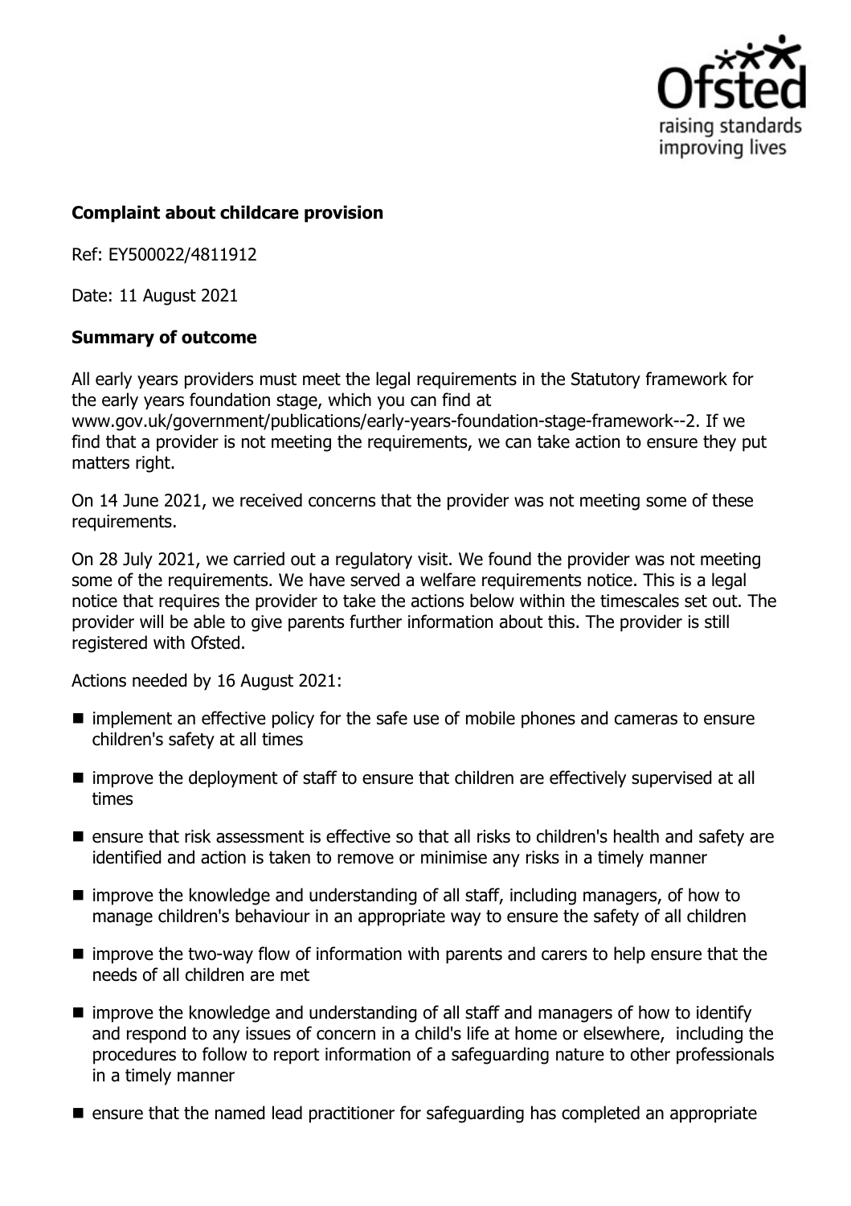**Complaint about childcare provision**

Ref: EY500022/4811912

Date: 11 August 2021

**Summary of outcome**

All early years providers must meet the legal requirements in the Statutory framework for the early years foundation stage, which you can find at www.gov.uk/government/publications/early-years-foundation-stage-framework--2. If we find that a provider is not meeting the requirements, we can take action to ensure they put matters right.

On 14 June 2021, we received concerns that the provider was not meeting some of these requirements.

On 28 July 2021, we carried out a regulatory visit. We found the provider was not meeting some of the requirements. We have served a welfare requirements notice. This is a legal notice that requires the provider to take the actions below within the timescales set out. The provider will be able to give parents further information about this. The provider is still registered with Ofsted.

Actions needed by 16 August 2021:

- implement an effective policy for the safe use of mobile phones and cameras to ensure children's safety at all times
- improve the deployment of staff to ensure that children are effectively supervised at all times
- ensure that risk assessment is effective so that all risks to children's health and safety are identified and action is taken to remove or minimise any risks in a timely manner
- improve the knowledge and understanding of all staff, including managers, of how to manage children's behaviour in an appropriate way to ensure the safety of all children
- improve the two-way flow of information with parents and carers to help ensure that the needs of all children are met
- improve the knowledge and understanding of all staff and managers of how to identify and respond to any issues of concern in a child's life at home or elsewhere, including the procedures to follow to report information of a safeguarding nature to other professionals in a timely manner
- ensure that the named lead practitioner for safeguarding has completed an appropriate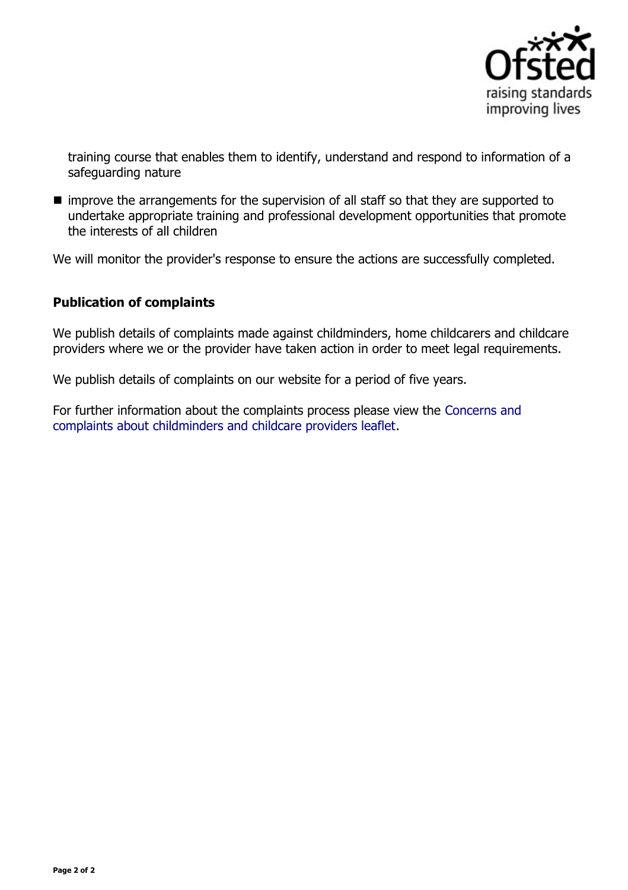training course that enables them to identify, understand and respond to information of a safeguarding nature

- improve the arrangements for the supervision of all staff so that they are supported to undertake appropriate training and professional development opportunities that promote the interests of all children

We will monitor the provider's response to ensure the actions are successfully completed.

### Publication of complaints

We publish details of complaints made against childminders, home childcarers and childcare providers where we or the provider have taken action in order to meet legal requirements.

We publish details of complaints on our website for a period of five years.

For further information about the complaints process please view the Concerns and complaints about childminders and childcare providers leaflet.